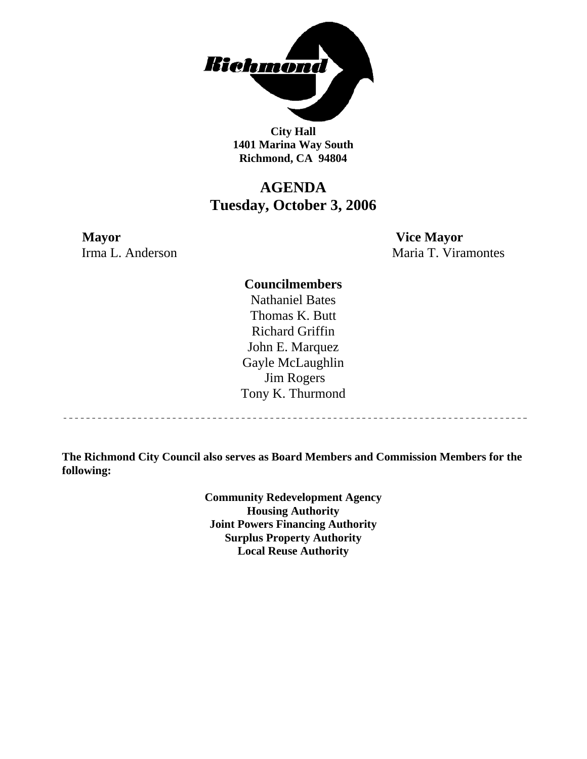**City Hall**
**1401 Marina Way South**
**Richmond, CA 94804**

# AGENDA
## Tuesday, October 3, 2006

**Mayor**
Irma L. Anderson

**Vice Mayor**
Maria T. Viramontes

**Councilmembers**
Nathaniel Bates
Thomas K. Butt
Richard Griffin
John E. Marquez
Gayle McLaughlin
Jim Rogers
Tony K. Thurmond

---

**The Richmond City Council also serves as Board Members and Commission Members for the following:**

**Community Redevelopment Agency**
**Housing Authority**
**Joint Powers Financing Authority**
**Surplus Property Authority**
**Local Reuse Authority**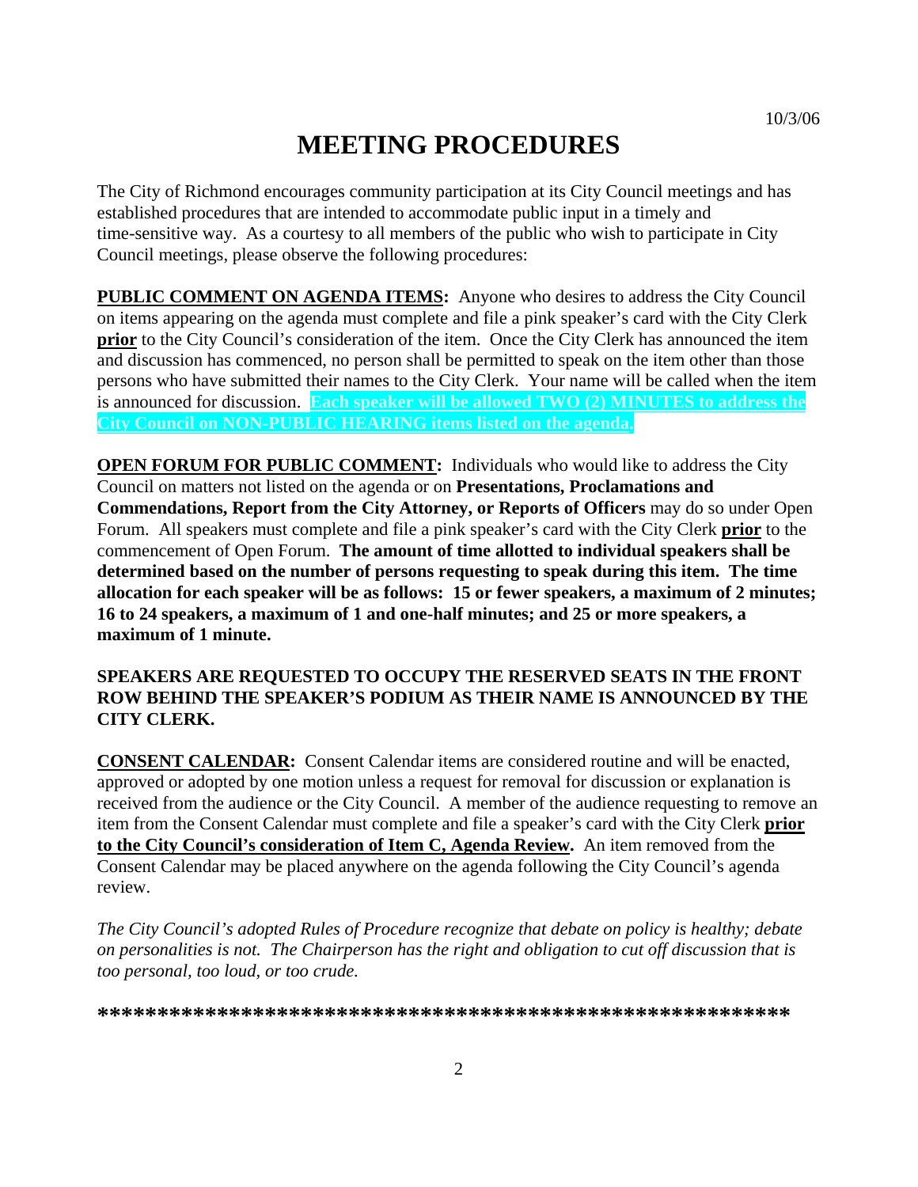10/3/06

# MEETING PROCEDURES

The City of Richmond encourages community participation at its City Council meetings and has established procedures that are intended to accommodate public input in a timely and time-sensitive way. As a courtesy to all members of the public who wish to participate in City Council meetings, please observe the following procedures:

**PUBLIC COMMENT ON AGENDA ITEMS:** Anyone who desires to address the City Council on items appearing on the agenda must complete and file a pink speaker's card with the City Clerk **prior** to the City Council's consideration of the item. Once the City Clerk has announced the item and discussion has commenced, no person shall be permitted to speak on the item other than those persons who have submitted their names to the City Clerk. Your name will be called when the item is announced for discussion. **Each speaker will be allowed TWO (2) MINUTES to address the City Council on NON-PUBLIC HEARING items listed on the agenda.**

**OPEN FORUM FOR PUBLIC COMMENT:** Individuals who would like to address the City Council on matters not listed on the agenda or on **Presentations, Proclamations and Commendations, Report from the City Attorney, or Reports of Officers** may do so under Open Forum. All speakers must complete and file a pink speaker's card with the City Clerk **prior** to the commencement of Open Forum. **The amount of time allotted to individual speakers shall be determined based on the number of persons requesting to speak during this item. The time allocation for each speaker will be as follows: 15 or fewer speakers, a maximum of 2 minutes; 16 to 24 speakers, a maximum of 1 and one-half minutes; and 25 or more speakers, a maximum of 1 minute.**

**SPEAKERS ARE REQUESTED TO OCCUPY THE RESERVED SEATS IN THE FRONT ROW BEHIND THE SPEAKER'S PODIUM AS THEIR NAME IS ANNOUNCED BY THE CITY CLERK.**

**CONSENT CALENDAR:** Consent Calendar items are considered routine and will be enacted, approved or adopted by one motion unless a request for removal for discussion or explanation is received from the audience or the City Council. A member of the audience requesting to remove an item from the Consent Calendar must complete and file a speaker's card with the City Clerk **prior to the City Council's consideration of Item C, Agenda Review.** An item removed from the Consent Calendar may be placed anywhere on the agenda following the City Council's agenda review.

*The City Council's adopted Rules of Procedure recognize that debate on policy is healthy; debate on personalities is not. The Chairperson has the right and obligation to cut off discussion that is too personal, too loud, or too crude.*

**********************************************************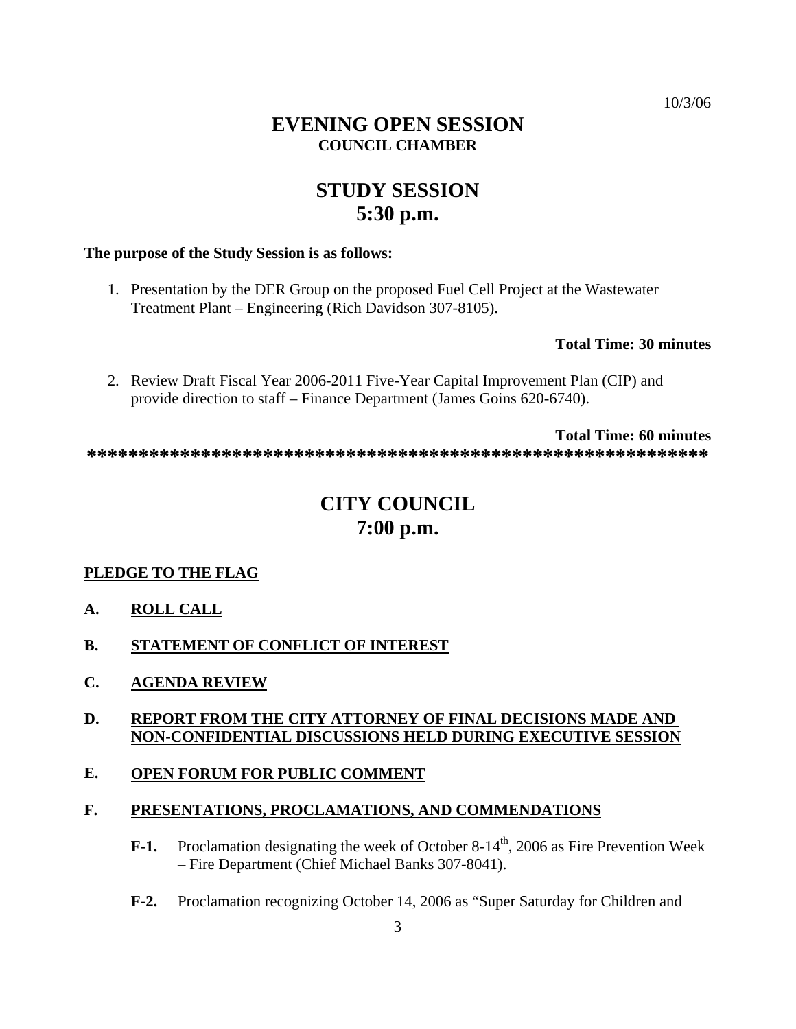10/3/06

# EVENING OPEN SESSION
## COUNCIL CHAMBER

# STUDY SESSION
# 5:30 p.m.

**The purpose of the Study Session is as follows:**

1. Presentation by the DER Group on the proposed Fuel Cell Project at the Wastewater Treatment Plant – Engineering (Rich Davidson 307-8105).

**Total Time: 30 minutes**

2. Review Draft Fiscal Year 2006-2011 Five-Year Capital Improvement Plan (CIP) and provide direction to staff – Finance Department (James Goins 620-6740).

**Total Time: 60 minutes**

**************************************************************

# CITY COUNCIL
# 7:00 p.m.

**PLEDGE TO THE FLAG**

**A. ROLL CALL**

**B. STATEMENT OF CONFLICT OF INTEREST**

**C. AGENDA REVIEW**

**D. REPORT FROM THE CITY ATTORNEY OF FINAL DECISIONS MADE AND NON-CONFIDENTIAL DISCUSSIONS HELD DURING EXECUTIVE SESSION**

**E. OPEN FORUM FOR PUBLIC COMMENT**

**F. PRESENTATIONS, PROCLAMATIONS, AND COMMENDATIONS**

**F-1.** Proclamation designating the week of October 8-14th, 2006 as Fire Prevention Week – Fire Department (Chief Michael Banks 307-8041).

**F-2.** Proclamation recognizing October 14, 2006 as "Super Saturday for Children and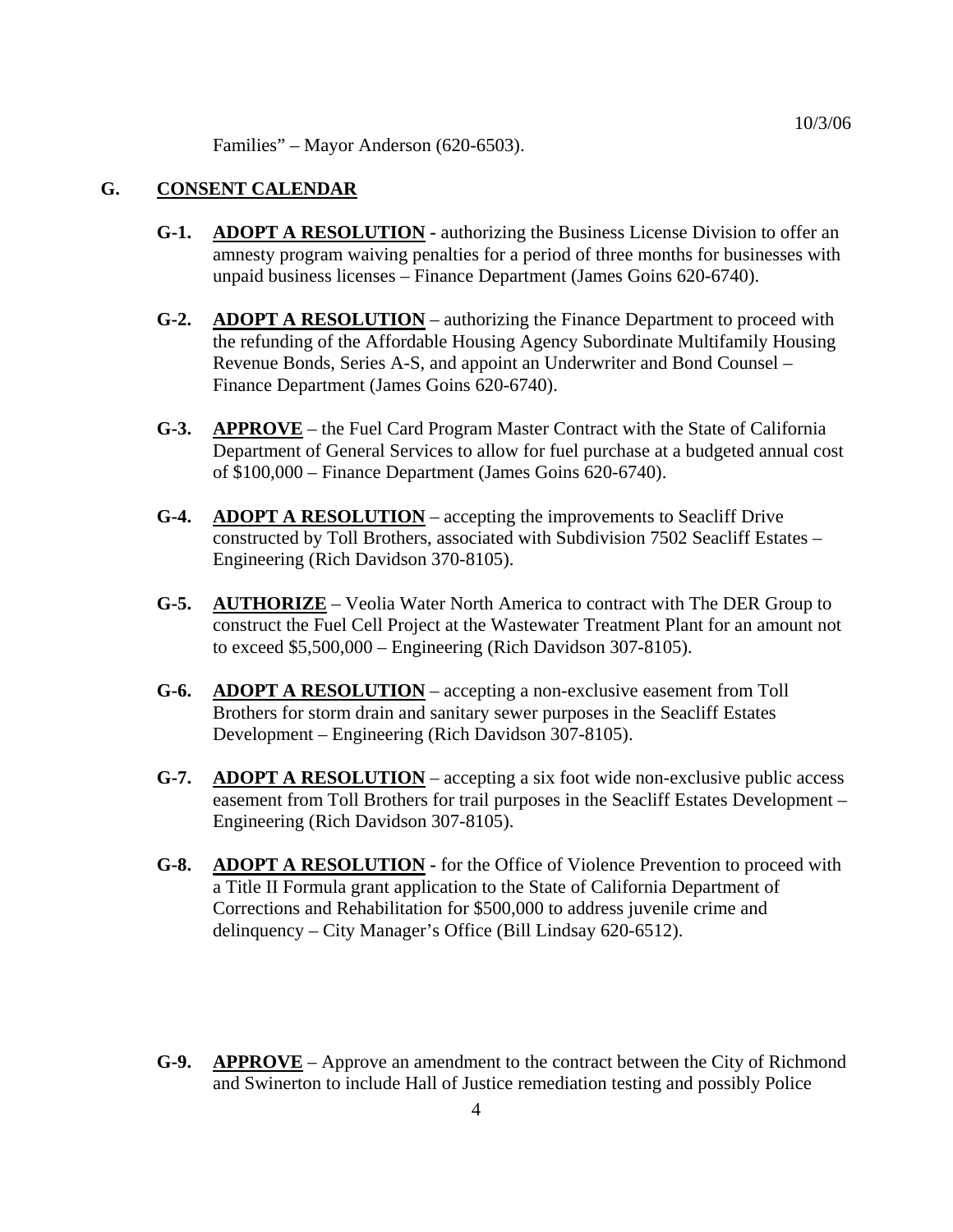Families" – Mayor Anderson (620-6503).

## G. CONSENT CALENDAR

**G-1.** **ADOPT A RESOLUTION -** authorizing the Business License Division to offer an amnesty program waiving penalties for a period of three months for businesses with unpaid business licenses – Finance Department (James Goins 620-6740).

**G-2.** **ADOPT A RESOLUTION** – authorizing the Finance Department to proceed with the refunding of the Affordable Housing Agency Subordinate Multifamily Housing Revenue Bonds, Series A-S, and appoint an Underwriter and Bond Counsel – Finance Department (James Goins 620-6740).

**G-3.** **APPROVE** – the Fuel Card Program Master Contract with the State of California Department of General Services to allow for fuel purchase at a budgeted annual cost of $100,000 – Finance Department (James Goins 620-6740).

**G-4.** **ADOPT A RESOLUTION** – accepting the improvements to Seacliff Drive constructed by Toll Brothers, associated with Subdivision 7502 Seacliff Estates – Engineering (Rich Davidson 370-8105).

**G-5.** **AUTHORIZE** – Veolia Water North America to contract with The DER Group to construct the Fuel Cell Project at the Wastewater Treatment Plant for an amount not to exceed $5,500,000 – Engineering (Rich Davidson 307-8105).

**G-6.** **ADOPT A RESOLUTION** – accepting a non-exclusive easement from Toll Brothers for storm drain and sanitary sewer purposes in the Seacliff Estates Development – Engineering (Rich Davidson 307-8105).

**G-7.** **ADOPT A RESOLUTION** – accepting a six foot wide non-exclusive public access easement from Toll Brothers for trail purposes in the Seacliff Estates Development – Engineering (Rich Davidson 307-8105).

**G-8.** **ADOPT A RESOLUTION -** for the Office of Violence Prevention to proceed with a Title II Formula grant application to the State of California Department of Corrections and Rehabilitation for $500,000 to address juvenile crime and delinquency – City Manager's Office (Bill Lindsay 620-6512).

**G-9.** **APPROVE** – Approve an amendment to the contract between the City of Richmond and Swinerton to include Hall of Justice remediation testing and possibly Police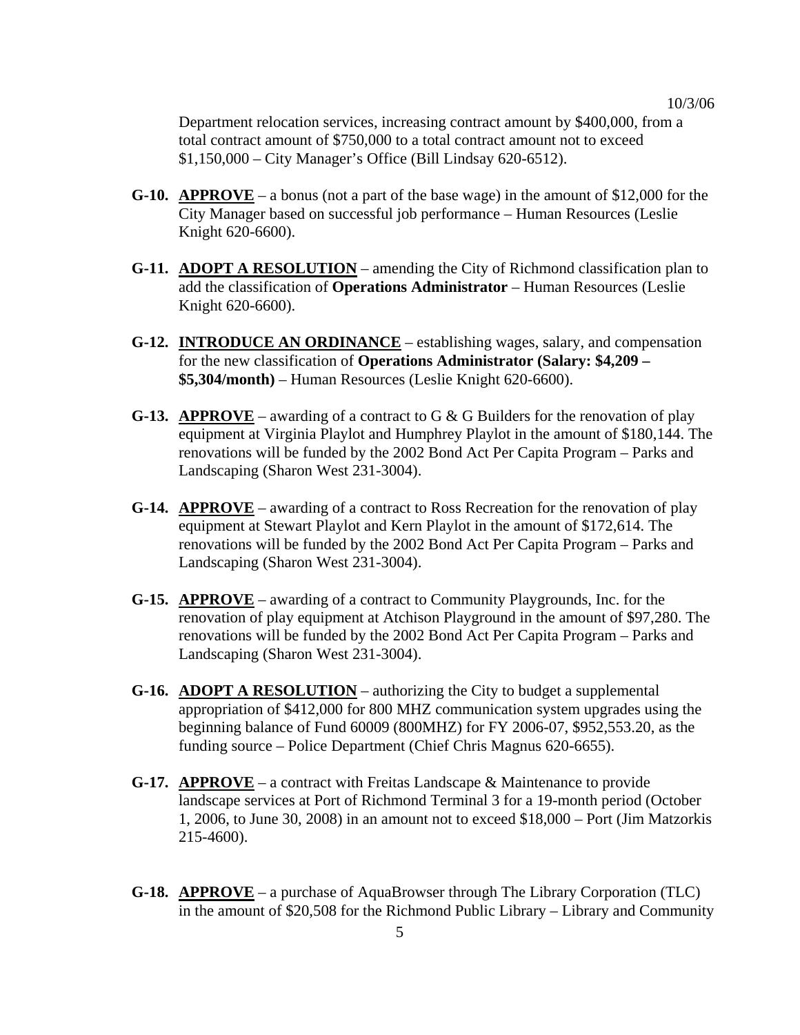Department relocation services, increasing contract amount by $400,000, from a total contract amount of $750,000 to a total contract amount not to exceed $1,150,000 – City Manager's Office (Bill Lindsay 620-6512).

**G-10.** **APPROVE** – a bonus (not a part of the base wage) in the amount of $12,000 for the City Manager based on successful job performance – Human Resources (Leslie Knight 620-6600).

**G-11.** **ADOPT A RESOLUTION** – amending the City of Richmond classification plan to add the classification of **Operations Administrator** – Human Resources (Leslie Knight 620-6600).

**G-12.** **INTRODUCE AN ORDINANCE** – establishing wages, salary, and compensation for the new classification of **Operations Administrator (Salary: $4,209 – $5,304/month)** – Human Resources (Leslie Knight 620-6600).

**G-13.** **APPROVE** – awarding of a contract to G & G Builders for the renovation of play equipment at Virginia Playlot and Humphrey Playlot in the amount of $180,144. The renovations will be funded by the 2002 Bond Act Per Capita Program – Parks and Landscaping (Sharon West 231-3004).

**G-14.** **APPROVE** – awarding of a contract to Ross Recreation for the renovation of play equipment at Stewart Playlot and Kern Playlot in the amount of $172,614. The renovations will be funded by the 2002 Bond Act Per Capita Program – Parks and Landscaping (Sharon West 231-3004).

**G-15.** **APPROVE** – awarding of a contract to Community Playgrounds, Inc. for the renovation of play equipment at Atchison Playground in the amount of $97,280. The renovations will be funded by the 2002 Bond Act Per Capita Program – Parks and Landscaping (Sharon West 231-3004).

**G-16.** **ADOPT A RESOLUTION** – authorizing the City to budget a supplemental appropriation of $412,000 for 800 MHZ communication system upgrades using the beginning balance of Fund 60009 (800MHZ) for FY 2006-07, $952,553.20, as the funding source – Police Department (Chief Chris Magnus 620-6655).

**G-17.** **APPROVE** – a contract with Freitas Landscape & Maintenance to provide landscape services at Port of Richmond Terminal 3 for a 19-month period (October 1, 2006, to June 30, 2008) in an amount not to exceed $18,000 – Port (Jim Matzorkis 215-4600).

**G-18.** **APPROVE** – a purchase of AquaBrowser through The Library Corporation (TLC) in the amount of $20,508 for the Richmond Public Library – Library and Community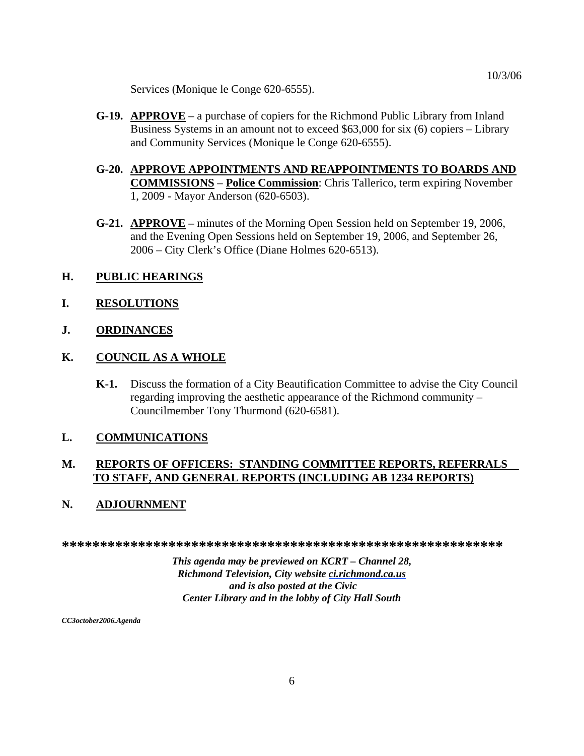Services (Monique le Conge 620-6555).

**G-19.** **APPROVE** – a purchase of copiers for the Richmond Public Library from Inland Business Systems in an amount not to exceed $63,000 for six (6) copiers – Library and Community Services (Monique le Conge 620-6555).

**G-20.** **APPROVE APPOINTMENTS AND REAPPOINTMENTS TO BOARDS AND COMMISSIONS** – **Police Commission**: Chris Tallerico, term expiring November 1, 2009 - Mayor Anderson (620-6503).

**G-21.** **APPROVE –** minutes of the Morning Open Session held on September 19, 2006, and the Evening Open Sessions held on September 19, 2006, and September 26, 2006 – City Clerk's Office (Diane Holmes 620-6513).

## H. PUBLIC HEARINGS

## I. RESOLUTIONS

## J. ORDINANCES

## K. COUNCIL AS A WHOLE

**K-1.** Discuss the formation of a City Beautification Committee to advise the City Council regarding improving the aesthetic appearance of the Richmond community – Councilmember Tony Thurmond (620-6581).

## L. COMMUNICATIONS

## M. REPORTS OF OFFICERS: STANDING COMMITTEE REPORTS, REFERRALS TO STAFF, AND GENERAL REPORTS (INCLUDING AB 1234 REPORTS)

## N. ADJOURNMENT

**********************************************************

***This agenda may be previewed on KCRT – Channel 28, Richmond Television, City website ci.richmond.ca.us and is also posted at the Civic Center Library and in the lobby of City Hall South***

***CC3october2006.Agenda***